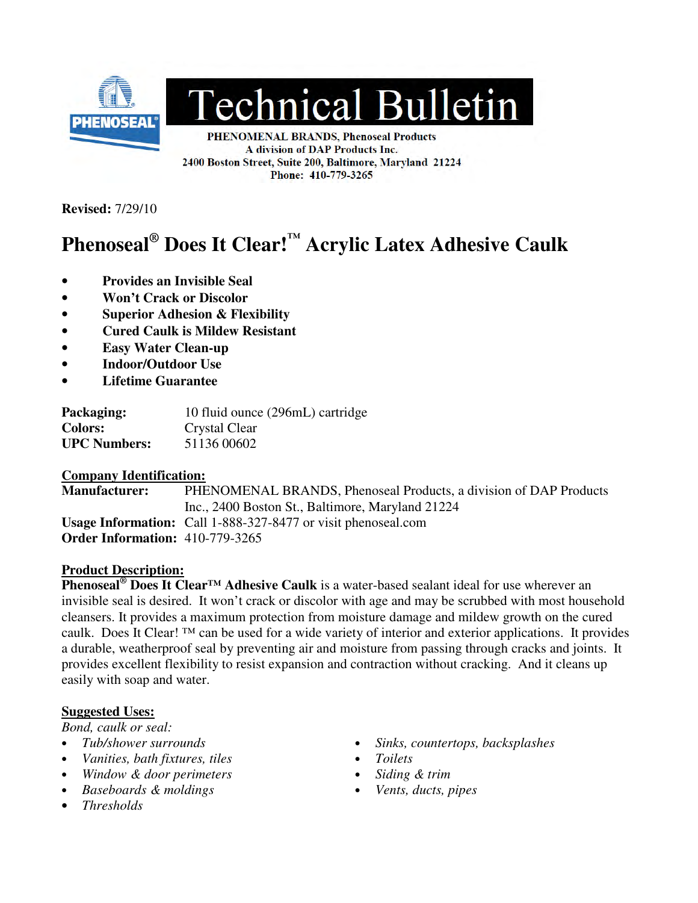# Technical Bulletin

**PHENOMENAL BRANDS, Phenoseal Products**
**A division of DAP Products Inc.**
**2400 Boston Street, Suite 200, Baltimore, Maryland 21224**
**Phone: 410-779-3265**

**Revised:** 7/29/10

## Phenoseal® Does It Clear!™ Acrylic Latex Adhesive Caulk

- **Provides an Invisible Seal**
- **Won't Crack or Discolor**
- **Superior Adhesion & Flexibility**
- **Cured Caulk is Mildew Resistant**
- **Easy Water Clean-up**
- **Indoor/Outdoor Use**
- **Lifetime Guarantee**

**Packaging:** 10 fluid ounce (296mL) cartridge
**Colors:** Crystal Clear
**UPC Numbers:** 51136 00602

### Company Identification:

**Manufacturer:** PHENOMENAL BRANDS, Phenoseal Products, a division of DAP Products Inc., 2400 Boston St., Baltimore, Maryland 21224
**Usage Information:** Call 1-888-327-8477 or visit phenoseal.com
**Order Information:** 410-779-3265

### Product Description:

**Phenoseal® Does It Clear™ Adhesive Caulk** is a water-based sealant ideal for use wherever an invisible seal is desired. It won't crack or discolor with age and may be scrubbed with most household cleansers. It provides a maximum protection from moisture damage and mildew growth on the cured caulk. Does It Clear! ™ can be used for a wide variety of interior and exterior applications. It provides a durable, weatherproof seal by preventing air and moisture from passing through cracks and joints. It provides excellent flexibility to resist expansion and contraction without cracking. And it cleans up easily with soap and water.

### Suggested Uses:

*Bond, caulk or seal:*

- *Tub/shower surrounds*
- *Vanities, bath fixtures, tiles*
- *Window & door perimeters*
- *Baseboards & moldings*
- *Thresholds*
- *Sinks, countertops, backsplashes*
- *Toilets*
- *Siding & trim*
- *Vents, ducts, pipes*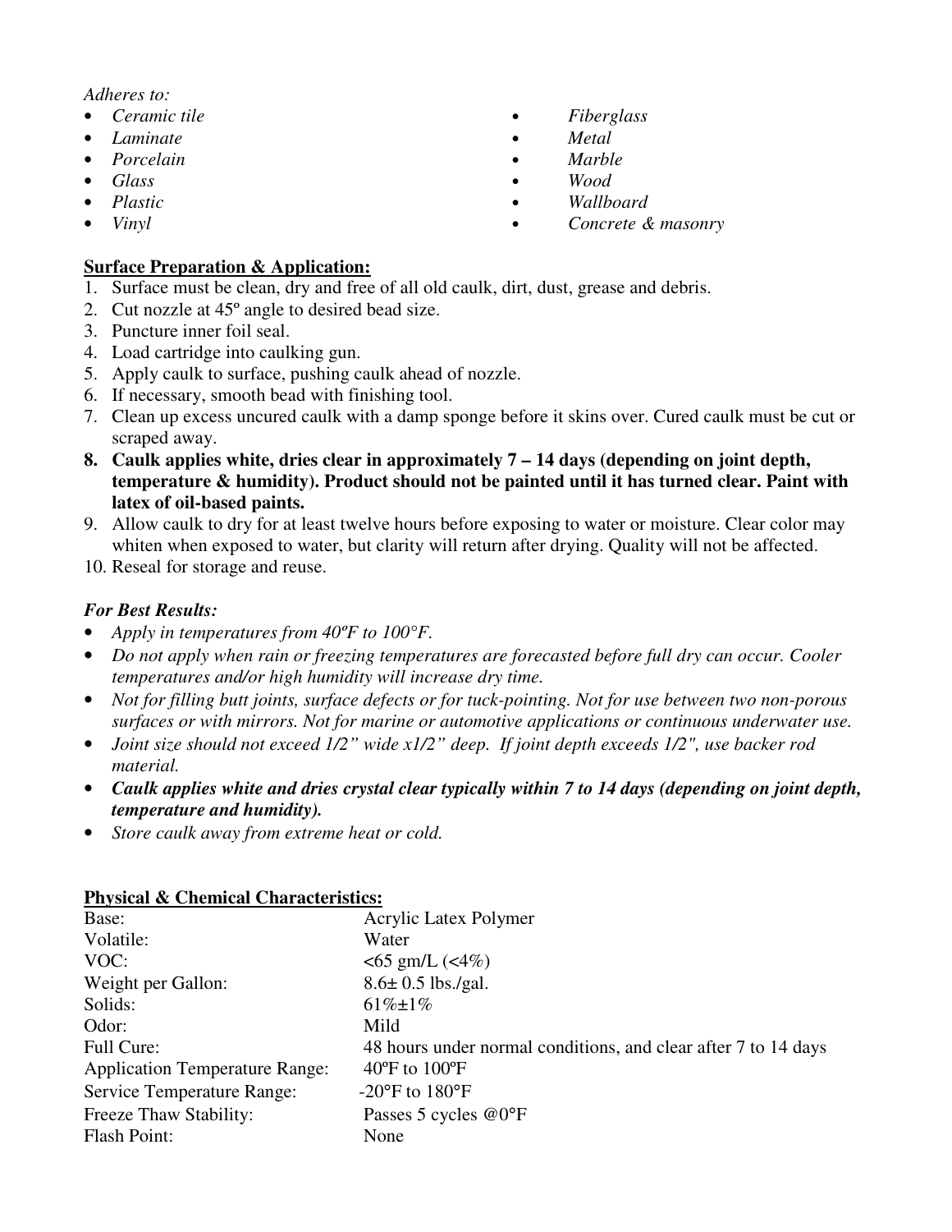*Adheres to:*

- *Ceramic tile*
- *Laminate*
- *Porcelain*
- *Glass*
- *Plastic*
- *Vinyl*
- *Fiberglass*
- *Metal*
- *Marble*
- *Wood*
- *Wallboard*
- *Concrete & masonry*

**Surface Preparation & Application:**

1. Surface must be clean, dry and free of all old caulk, dirt, dust, grease and debris.
2. Cut nozzle at 45º angle to desired bead size.
3. Puncture inner foil seal.
4. Load cartridge into caulking gun.
5. Apply caulk to surface, pushing caulk ahead of nozzle.
6. If necessary, smooth bead with finishing tool.
7. Clean up excess uncured caulk with a damp sponge before it skins over. Cured caulk must be cut or scraped away.
8. **Caulk applies white, dries clear in approximately 7 – 14 days (depending on joint depth, temperature & humidity). Product should not be painted until it has turned clear. Paint with latex of oil-based paints.**
9. Allow caulk to dry for at least twelve hours before exposing to water or moisture. Clear color may whiten when exposed to water, but clarity will return after drying. Quality will not be affected.
10. Reseal for storage and reuse.

***For Best Results:***

- *Apply in temperatures from 40ºF to 100°F.*
- *Do not apply when rain or freezing temperatures are forecasted before full dry can occur. Cooler temperatures and/or high humidity will increase dry time.*
- *Not for filling butt joints, surface defects or for tuck-pointing. Not for use between two non-porous surfaces or with mirrors. Not for marine or automotive applications or continuous underwater use.*
- *Joint size should not exceed 1/2" wide x1/2" deep. If joint depth exceeds 1/2", use backer rod material.*
- ***Caulk applies white and dries crystal clear typically within 7 to 14 days (depending on joint depth, temperature and humidity).***
- *Store caulk away from extreme heat or cold.*

**Physical & Chemical Characteristics:**

| | |
|---|---|
| Base: | Acrylic Latex Polymer |
| Volatile: | Water |
| VOC: | <65 gm/L (<4%) |
| Weight per Gallon: | 8.6± 0.5 lbs./gal. |
| Solids: | 61%±1% |
| Odor: | Mild |
| Full Cure: | 48 hours under normal conditions, and clear after 7 to 14 days |
| Application Temperature Range: | 40ºF to 100ºF |
| Service Temperature Range: | -20°F to 180°F |
| Freeze Thaw Stability: | Passes 5 cycles @0°F |
| Flash Point: | None |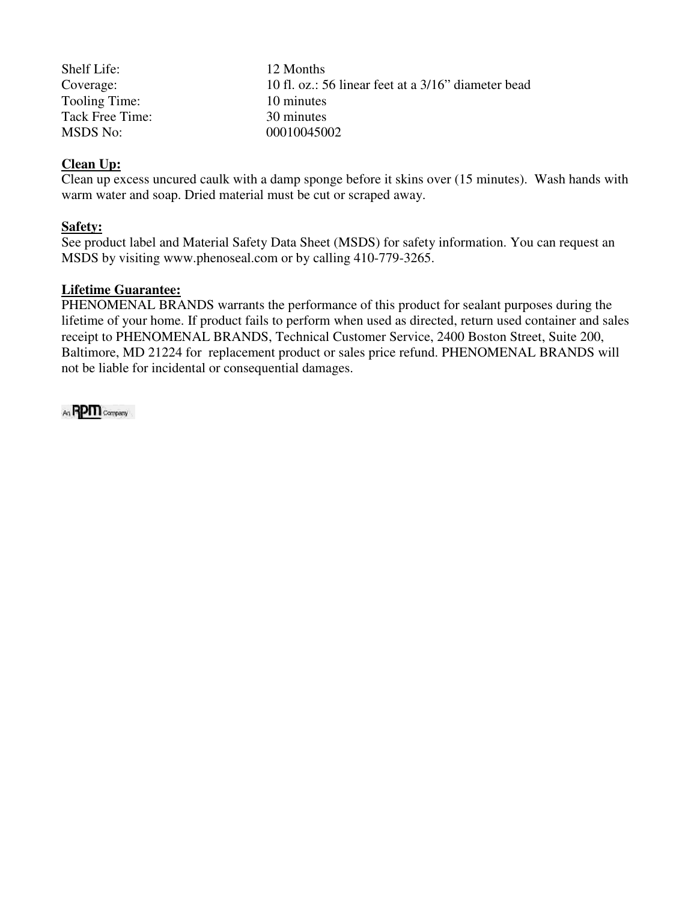| | |
|---|---|
| Shelf Life: | 12 Months |
| Coverage: | 10 fl. oz.: 56 linear feet at a 3/16" diameter bead |
| Tooling Time: | 10 minutes |
| Tack Free Time: | 30 minutes |
| MSDS No: | 00010045002 |

**Clean Up:**

Clean up excess uncured caulk with a damp sponge before it skins over (15 minutes). Wash hands with warm water and soap. Dried material must be cut or scraped away.

**Safety:**

See product label and Material Safety Data Sheet (MSDS) for safety information. You can request an MSDS by visiting www.phenoseal.com or by calling 410-779-3265.

**Lifetime Guarantee:**

PHENOMENAL BRANDS warrants the performance of this product for sealant purposes during the lifetime of your home. If product fails to perform when used as directed, return used container and sales receipt to PHENOMENAL BRANDS, Technical Customer Service, 2400 Boston Street, Suite 200, Baltimore, MD 21224 for replacement product or sales price refund. PHENOMENAL BRANDS will not be liable for incidental or consequential damages.

An RPM Company